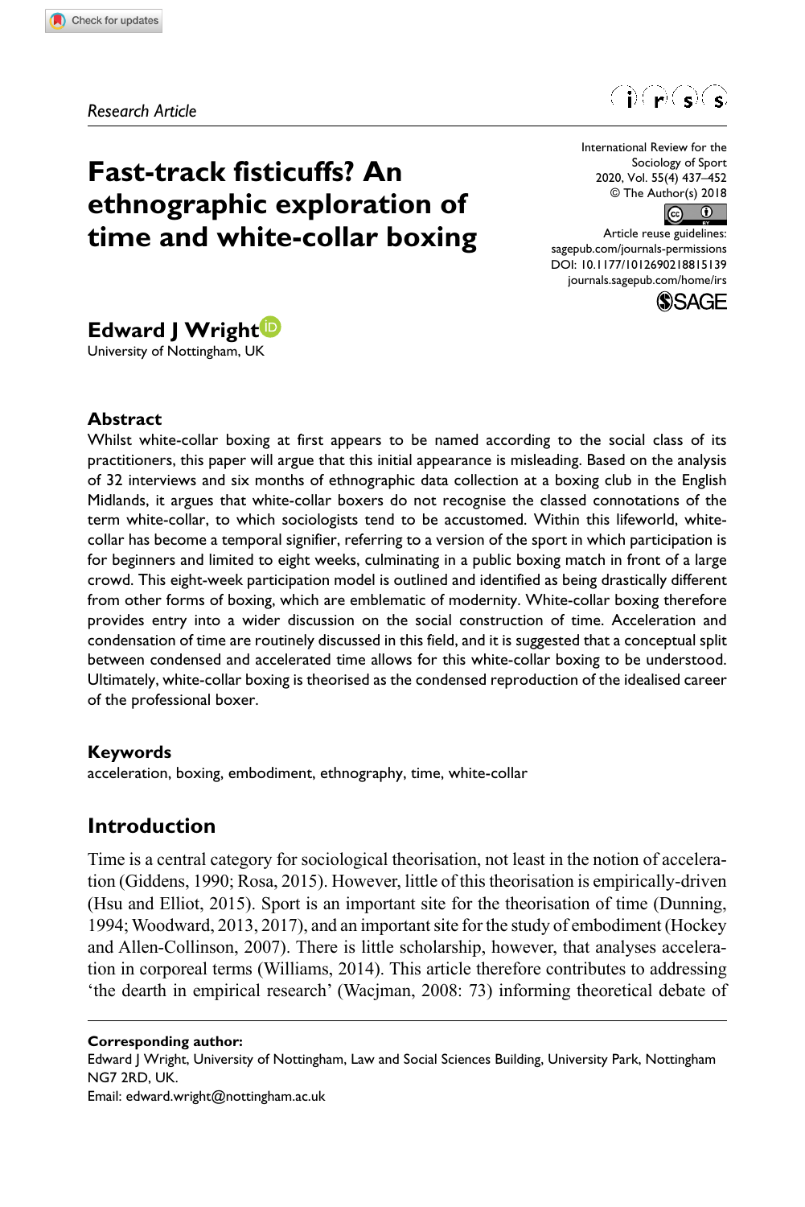*Research Article*

# Fast-track fisticuffs? An ethnographic exploration of time and white-collar boxing

International Review for the Sociology of Sport
© The Author(s) 2018
Article reuse guidelines: sagepub.com/journals-permissions
DOI: 10.1177/1012690218815139
journals.sagepub.com/home/irs

**Edward J Wright**
University of Nottingham, UK

## Abstract

Whilst white-collar boxing at first appears to be named according to the social class of its practitioners, this paper will argue that this initial appearance is misleading. Based on the analysis of 32 interviews and six months of ethnographic data collection at a boxing club in the English Midlands, it argues that white-collar boxers do not recognise the classed connotations of the term white-collar, to which sociologists tend to be accustomed. Within this lifeworld, white-collar has become a temporal signifier, referring to a version of the sport in which participation is for beginners and limited to eight weeks, culminating in a public boxing match in front of a large crowd. This eight-week participation model is outlined and identified as being drastically different from other forms of boxing, which are emblematic of modernity. White-collar boxing therefore provides entry into a wider discussion on the social construction of time. Acceleration and condensation of time are routinely discussed in this field, and it is suggested that a conceptual split between condensed and accelerated time allows for this white-collar boxing to be understood. Ultimately, white-collar boxing is theorised as the condensed reproduction of the idealised career of the professional boxer.

## Keywords

acceleration, boxing, embodiment, ethnography, time, white-collar

## Introduction

Time is a central category for sociological theorisation, not least in the notion of acceleration (Giddens, 1990; Rosa, 2015). However, little of this theorisation is empirically-driven (Hsu and Elliot, 2015). Sport is an important site for the theorisation of time (Dunning, 1994; Woodward, 2013, 2017), and an important site for the study of embodiment (Hockey and Allen-Collinson, 2007). There is little scholarship, however, that analyses acceleration in corporeal terms (Williams, 2014). This article therefore contributes to addressing 'the dearth in empirical research' (Wacjman, 2008: 73) informing theoretical debate of

**Corresponding author:**
Edward J Wright, University of Nottingham, Law and Social Sciences Building, University Park, Nottingham NG7 2RD, UK.
Email: edward.wright@nottingham.ac.uk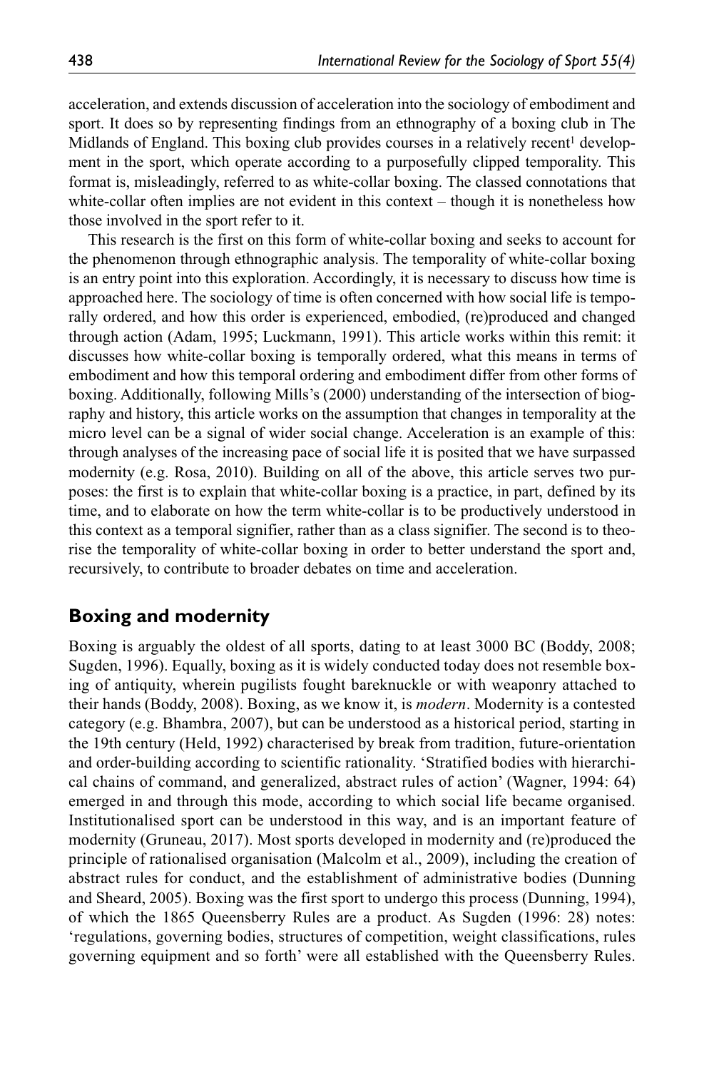acceleration, and extends discussion of acceleration into the sociology of embodiment and sport. It does so by representing findings from an ethnography of a boxing club in The Midlands of England. This boxing club provides courses in a relatively recent[1] development in the sport, which operate according to a purposefully clipped temporality. This format is, misleadingly, referred to as white-collar boxing. The classed connotations that white-collar often implies are not evident in this context – though it is nonetheless how those involved in the sport refer to it.

This research is the first on this form of white-collar boxing and seeks to account for the phenomenon through ethnographic analysis. The temporality of white-collar boxing is an entry point into this exploration. Accordingly, it is necessary to discuss how time is approached here. The sociology of time is often concerned with how social life is temporally ordered, and how this order is experienced, embodied, (re)produced and changed through action (Adam, 1995; Luckmann, 1991). This article works within this remit: it discusses how white-collar boxing is temporally ordered, what this means in terms of embodiment and how this temporal ordering and embodiment differ from other forms of boxing. Additionally, following Mills's (2000) understanding of the intersection of biography and history, this article works on the assumption that changes in temporality at the micro level can be a signal of wider social change. Acceleration is an example of this: through analyses of the increasing pace of social life it is posited that we have surpassed modernity (e.g. Rosa, 2010). Building on all of the above, this article serves two purposes: the first is to explain that white-collar boxing is a practice, in part, defined by its time, and to elaborate on how the term white-collar is to be productively understood in this context as a temporal signifier, rather than as a class signifier. The second is to theorise the temporality of white-collar boxing in order to better understand the sport and, recursively, to contribute to broader debates on time and acceleration.

## Boxing and modernity

Boxing is arguably the oldest of all sports, dating to at least 3000 BC (Boddy, 2008; Sugden, 1996). Equally, boxing as it is widely conducted today does not resemble boxing of antiquity, wherein pugilists fought bareknuckle or with weaponry attached to their hands (Boddy, 2008). Boxing, as we know it, is *modern*. Modernity is a contested category (e.g. Bhambra, 2007), but can be understood as a historical period, starting in the 19th century (Held, 1992) characterised by break from tradition, future-orientation and order-building according to scientific rationality. 'Stratified bodies with hierarchical chains of command, and generalized, abstract rules of action' (Wagner, 1994: 64) emerged in and through this mode, according to which social life became organised. Institutionalised sport can be understood in this way, and is an important feature of modernity (Gruneau, 2017). Most sports developed in modernity and (re)produced the principle of rationalised organisation (Malcolm et al., 2009), including the creation of abstract rules for conduct, and the establishment of administrative bodies (Dunning and Sheard, 2005). Boxing was the first sport to undergo this process (Dunning, 1994), of which the 1865 Queensberry Rules are a product. As Sugden (1996: 28) notes: 'regulations, governing bodies, structures of competition, weight classifications, rules governing equipment and so forth' were all established with the Queensberry Rules.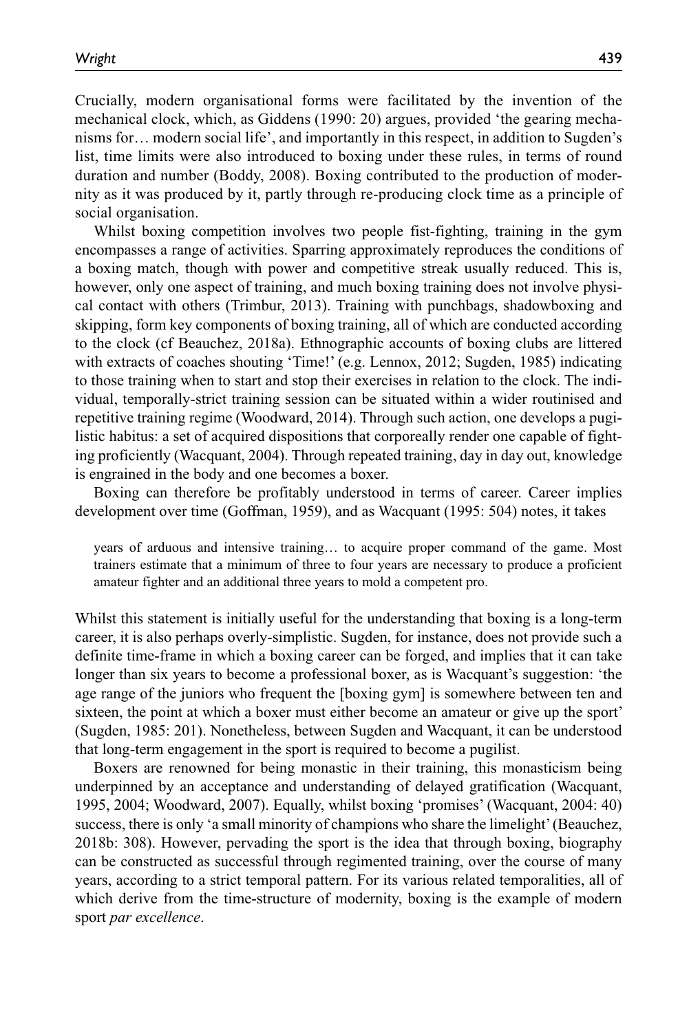Crucially, modern organisational forms were facilitated by the invention of the mechanical clock, which, as Giddens (1990: 20) argues, provided 'the gearing mechanisms for… modern social life', and importantly in this respect, in addition to Sugden's list, time limits were also introduced to boxing under these rules, in terms of round duration and number (Boddy, 2008). Boxing contributed to the production of modernity as it was produced by it, partly through re-producing clock time as a principle of social organisation.

Whilst boxing competition involves two people fist-fighting, training in the gym encompasses a range of activities. Sparring approximately reproduces the conditions of a boxing match, though with power and competitive streak usually reduced. This is, however, only one aspect of training, and much boxing training does not involve physical contact with others (Trimbur, 2013). Training with punchbags, shadowboxing and skipping, form key components of boxing training, all of which are conducted according to the clock (cf Beauchez, 2018a). Ethnographic accounts of boxing clubs are littered with extracts of coaches shouting 'Time!' (e.g. Lennox, 2012; Sugden, 1985) indicating to those training when to start and stop their exercises in relation to the clock. The individual, temporally-strict training session can be situated within a wider routinised and repetitive training regime (Woodward, 2014). Through such action, one develops a pugilistic habitus: a set of acquired dispositions that corporeally render one capable of fighting proficiently (Wacquant, 2004). Through repeated training, day in day out, knowledge is engrained in the body and one becomes a boxer.

Boxing can therefore be profitably understood in terms of career. Career implies development over time (Goffman, 1959), and as Wacquant (1995: 504) notes, it takes

> years of arduous and intensive training… to acquire proper command of the game. Most trainers estimate that a minimum of three to four years are necessary to produce a proficient amateur fighter and an additional three years to mold a competent pro.

Whilst this statement is initially useful for the understanding that boxing is a long-term career, it is also perhaps overly-simplistic. Sugden, for instance, does not provide such a definite time-frame in which a boxing career can be forged, and implies that it can take longer than six years to become a professional boxer, as is Wacquant's suggestion: 'the age range of the juniors who frequent the [boxing gym] is somewhere between ten and sixteen, the point at which a boxer must either become an amateur or give up the sport' (Sugden, 1985: 201). Nonetheless, between Sugden and Wacquant, it can be understood that long-term engagement in the sport is required to become a pugilist.

Boxers are renowned for being monastic in their training, this monasticism being underpinned by an acceptance and understanding of delayed gratification (Wacquant, 1995, 2004; Woodward, 2007). Equally, whilst boxing 'promises' (Wacquant, 2004: 40) success, there is only 'a small minority of champions who share the limelight' (Beauchez, 2018b: 308). However, pervading the sport is the idea that through boxing, biography can be constructed as successful through regimented training, over the course of many years, according to a strict temporal pattern. For its various related temporalities, all of which derive from the time-structure of modernity, boxing is the example of modern sport *par excellence*.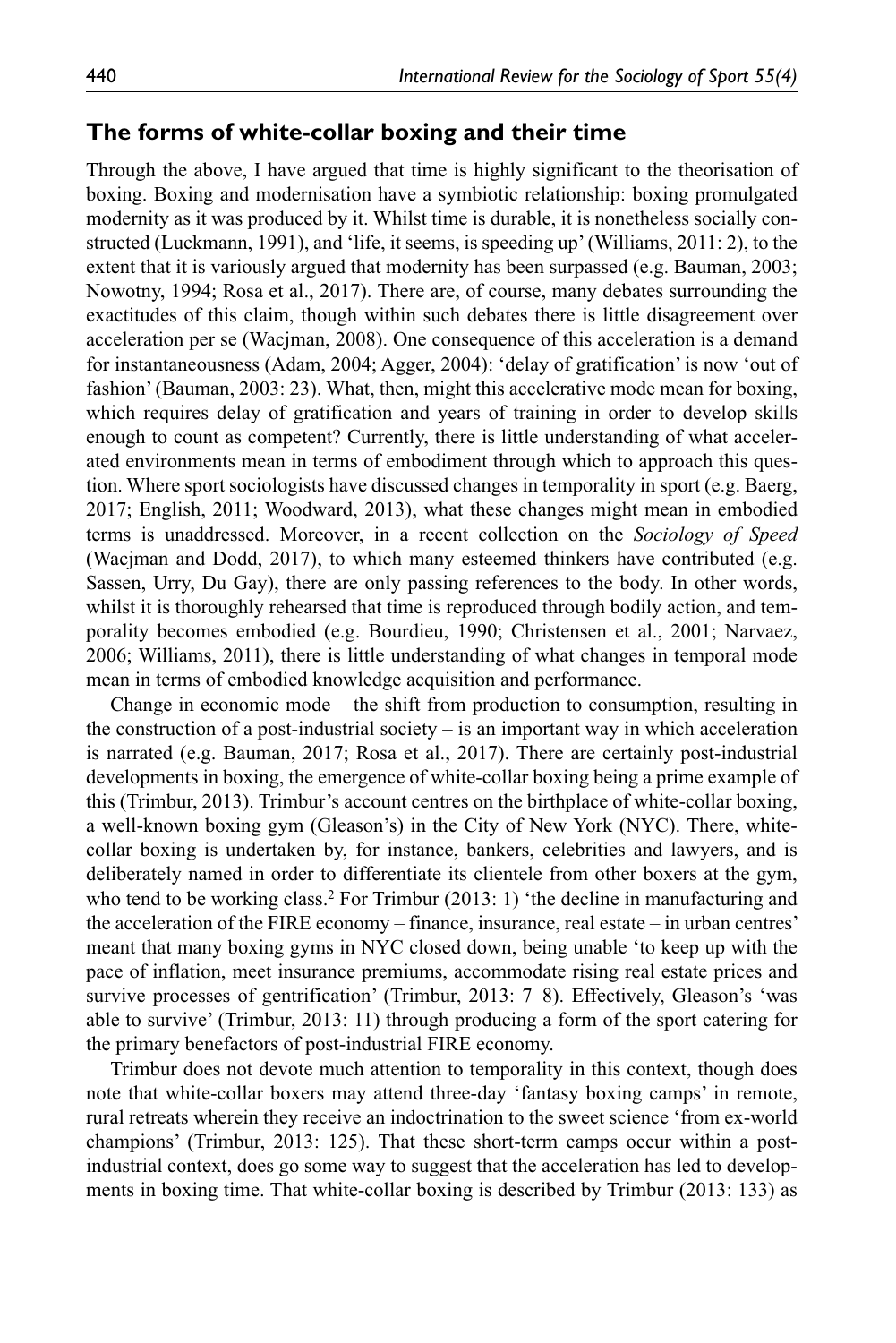## The forms of white-collar boxing and their time

Through the above, I have argued that time is highly significant to the theorisation of boxing. Boxing and modernisation have a symbiotic relationship: boxing promulgated modernity as it was produced by it. Whilst time is durable, it is nonetheless socially constructed (Luckmann, 1991), and 'life, it seems, is speeding up' (Williams, 2011: 2), to the extent that it is variously argued that modernity has been surpassed (e.g. Bauman, 2003; Nowotny, 1994; Rosa et al., 2017). There are, of course, many debates surrounding the exactitudes of this claim, though within such debates there is little disagreement over acceleration per se (Wacjman, 2008). One consequence of this acceleration is a demand for instantaneousness (Adam, 2004; Agger, 2004): 'delay of gratification' is now 'out of fashion' (Bauman, 2003: 23). What, then, might this accelerative mode mean for boxing, which requires delay of gratification and years of training in order to develop skills enough to count as competent? Currently, there is little understanding of what accelerated environments mean in terms of embodiment through which to approach this question. Where sport sociologists have discussed changes in temporality in sport (e.g. Baerg, 2017; English, 2011; Woodward, 2013), what these changes might mean in embodied terms is unaddressed. Moreover, in a recent collection on the *Sociology of Speed* (Wacjman and Dodd, 2017), to which many esteemed thinkers have contributed (e.g. Sassen, Urry, Du Gay), there are only passing references to the body. In other words, whilst it is thoroughly rehearsed that time is reproduced through bodily action, and temporality becomes embodied (e.g. Bourdieu, 1990; Christensen et al., 2001; Narvaez, 2006; Williams, 2011), there is little understanding of what changes in temporal mode mean in terms of embodied knowledge acquisition and performance.

Change in economic mode – the shift from production to consumption, resulting in the construction of a post-industrial society – is an important way in which acceleration is narrated (e.g. Bauman, 2017; Rosa et al., 2017). There are certainly post-industrial developments in boxing, the emergence of white-collar boxing being a prime example of this (Trimbur, 2013). Trimbur's account centres on the birthplace of white-collar boxing, a well-known boxing gym (Gleason's) in the City of New York (NYC). There, white-collar boxing is undertaken by, for instance, bankers, celebrities and lawyers, and is deliberately named in order to differentiate its clientele from other boxers at the gym, who tend to be working class.[2] For Trimbur (2013: 1) 'the decline in manufacturing and the acceleration of the FIRE economy – finance, insurance, real estate – in urban centres' meant that many boxing gyms in NYC closed down, being unable 'to keep up with the pace of inflation, meet insurance premiums, accommodate rising real estate prices and survive processes of gentrification' (Trimbur, 2013: 7–8). Effectively, Gleason's 'was able to survive' (Trimbur, 2013: 11) through producing a form of the sport catering for the primary benefactors of post-industrial FIRE economy.

Trimbur does not devote much attention to temporality in this context, though does note that white-collar boxers may attend three-day 'fantasy boxing camps' in remote, rural retreats wherein they receive an indoctrination to the sweet science 'from ex-world champions' (Trimbur, 2013: 125). That these short-term camps occur within a post-industrial context, does go some way to suggest that the acceleration has led to developments in boxing time. That white-collar boxing is described by Trimbur (2013: 133) as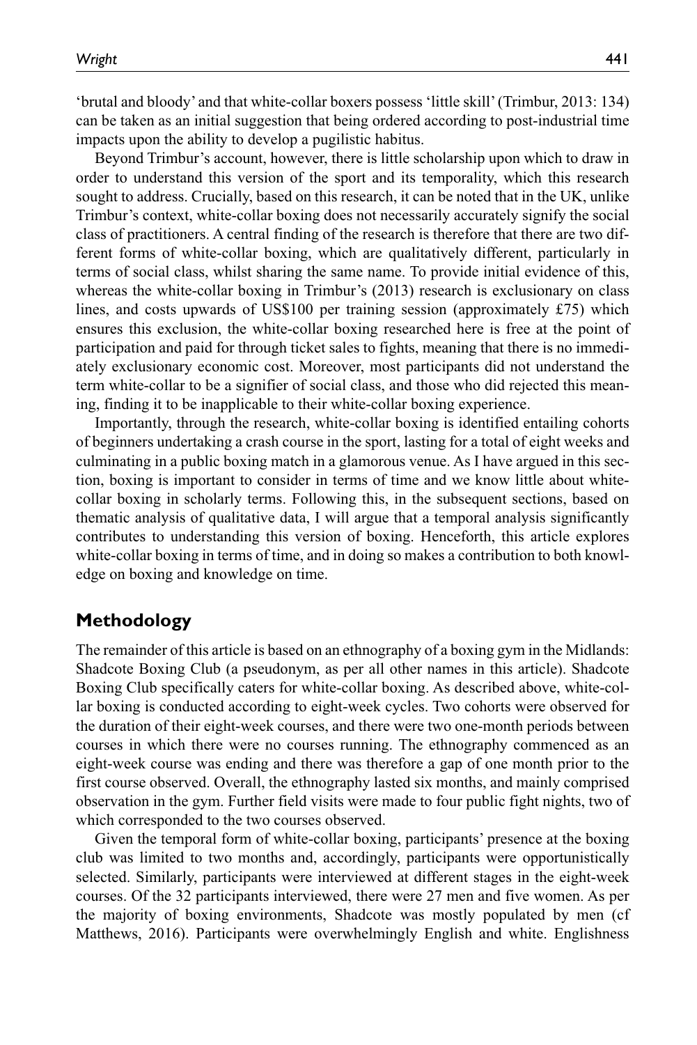'brutal and bloody' and that white-collar boxers possess 'little skill' (Trimbur, 2013: 134) can be taken as an initial suggestion that being ordered according to post-industrial time impacts upon the ability to develop a pugilistic habitus.

Beyond Trimbur's account, however, there is little scholarship upon which to draw in order to understand this version of the sport and its temporality, which this research sought to address. Crucially, based on this research, it can be noted that in the UK, unlike Trimbur's context, white-collar boxing does not necessarily accurately signify the social class of practitioners. A central finding of the research is therefore that there are two different forms of white-collar boxing, which are qualitatively different, particularly in terms of social class, whilst sharing the same name. To provide initial evidence of this, whereas the white-collar boxing in Trimbur's (2013) research is exclusionary on class lines, and costs upwards of US$100 per training session (approximately £75) which ensures this exclusion, the white-collar boxing researched here is free at the point of participation and paid for through ticket sales to fights, meaning that there is no immediately exclusionary economic cost. Moreover, most participants did not understand the term white-collar to be a signifier of social class, and those who did rejected this meaning, finding it to be inapplicable to their white-collar boxing experience.

Importantly, through the research, white-collar boxing is identified entailing cohorts of beginners undertaking a crash course in the sport, lasting for a total of eight weeks and culminating in a public boxing match in a glamorous venue. As I have argued in this section, boxing is important to consider in terms of time and we know little about white-collar boxing in scholarly terms. Following this, in the subsequent sections, based on thematic analysis of qualitative data, I will argue that a temporal analysis significantly contributes to understanding this version of boxing. Henceforth, this article explores white-collar boxing in terms of time, and in doing so makes a contribution to both knowledge on boxing and knowledge on time.

## Methodology

The remainder of this article is based on an ethnography of a boxing gym in the Midlands: Shadcote Boxing Club (a pseudonym, as per all other names in this article). Shadcote Boxing Club specifically caters for white-collar boxing. As described above, white-collar boxing is conducted according to eight-week cycles. Two cohorts were observed for the duration of their eight-week courses, and there were two one-month periods between courses in which there were no courses running. The ethnography commenced as an eight-week course was ending and there was therefore a gap of one month prior to the first course observed. Overall, the ethnography lasted six months, and mainly comprised observation in the gym. Further field visits were made to four public fight nights, two of which corresponded to the two courses observed.

Given the temporal form of white-collar boxing, participants' presence at the boxing club was limited to two months and, accordingly, participants were opportunistically selected. Similarly, participants were interviewed at different stages in the eight-week courses. Of the 32 participants interviewed, there were 27 men and five women. As per the majority of boxing environments, Shadcote was mostly populated by men (cf Matthews, 2016). Participants were overwhelmingly English and white. Englishness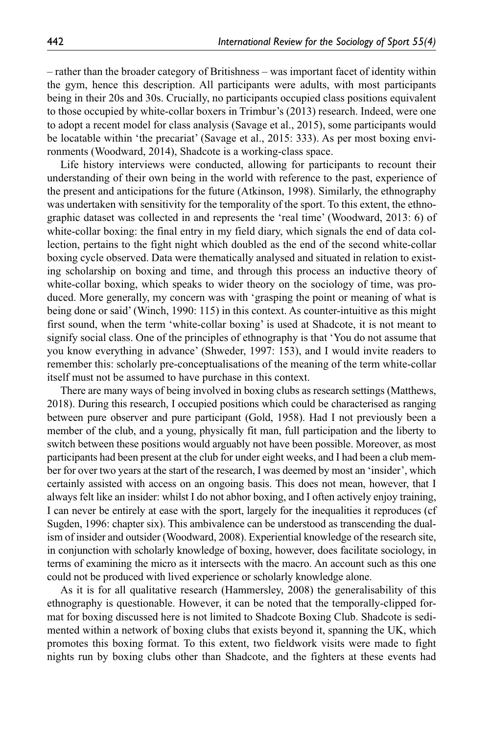– rather than the broader category of Britishness – was important facet of identity within the gym, hence this description. All participants were adults, with most participants being in their 20s and 30s. Crucially, no participants occupied class positions equivalent to those occupied by white-collar boxers in Trimbur's (2013) research. Indeed, were one to adopt a recent model for class analysis (Savage et al., 2015), some participants would be locatable within 'the precariat' (Savage et al., 2015: 333). As per most boxing environments (Woodward, 2014), Shadcote is a working-class space.

Life history interviews were conducted, allowing for participants to recount their understanding of their own being in the world with reference to the past, experience of the present and anticipations for the future (Atkinson, 1998). Similarly, the ethnography was undertaken with sensitivity for the temporality of the sport. To this extent, the ethnographic dataset was collected in and represents the 'real time' (Woodward, 2013: 6) of white-collar boxing: the final entry in my field diary, which signals the end of data collection, pertains to the fight night which doubled as the end of the second white-collar boxing cycle observed. Data were thematically analysed and situated in relation to existing scholarship on boxing and time, and through this process an inductive theory of white-collar boxing, which speaks to wider theory on the sociology of time, was produced. More generally, my concern was with 'grasping the point or meaning of what is being done or said' (Winch, 1990: 115) in this context. As counter-intuitive as this might first sound, when the term 'white-collar boxing' is used at Shadcote, it is not meant to signify social class. One of the principles of ethnography is that 'You do not assume that you know everything in advance' (Shweder, 1997: 153), and I would invite readers to remember this: scholarly pre-conceptualisations of the meaning of the term white-collar itself must not be assumed to have purchase in this context.

There are many ways of being involved in boxing clubs as research settings (Matthews, 2018). During this research, I occupied positions which could be characterised as ranging between pure observer and pure participant (Gold, 1958). Had I not previously been a member of the club, and a young, physically fit man, full participation and the liberty to switch between these positions would arguably not have been possible. Moreover, as most participants had been present at the club for under eight weeks, and I had been a club member for over two years at the start of the research, I was deemed by most an 'insider', which certainly assisted with access on an ongoing basis. This does not mean, however, that I always felt like an insider: whilst I do not abhor boxing, and I often actively enjoy training, I can never be entirely at ease with the sport, largely for the inequalities it reproduces (cf Sugden, 1996: chapter six). This ambivalence can be understood as transcending the dualism of insider and outsider (Woodward, 2008). Experiential knowledge of the research site, in conjunction with scholarly knowledge of boxing, however, does facilitate sociology, in terms of examining the micro as it intersects with the macro. An account such as this one could not be produced with lived experience or scholarly knowledge alone.

As it is for all qualitative research (Hammersley, 2008) the generalisability of this ethnography is questionable. However, it can be noted that the temporally-clipped format for boxing discussed here is not limited to Shadcote Boxing Club. Shadcote is sedimented within a network of boxing clubs that exists beyond it, spanning the UK, which promotes this boxing format. To this extent, two fieldwork visits were made to fight nights run by boxing clubs other than Shadcote, and the fighters at these events had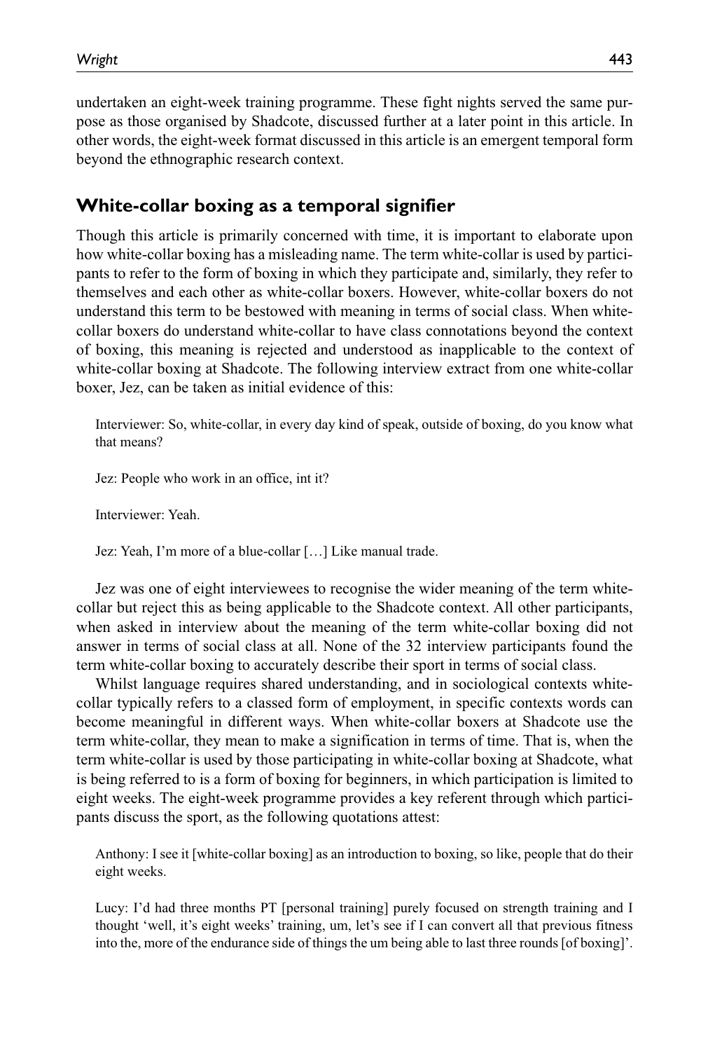undertaken an eight-week training programme. These fight nights served the same purpose as those organised by Shadcote, discussed further at a later point in this article. In other words, the eight-week format discussed in this article is an emergent temporal form beyond the ethnographic research context.

## White-collar boxing as a temporal signifier

Though this article is primarily concerned with time, it is important to elaborate upon how white-collar boxing has a misleading name. The term white-collar is used by participants to refer to the form of boxing in which they participate and, similarly, they refer to themselves and each other as white-collar boxers. However, white-collar boxers do not understand this term to be bestowed with meaning in terms of social class. When white-collar boxers do understand white-collar to have class connotations beyond the context of boxing, this meaning is rejected and understood as inapplicable to the context of white-collar boxing at Shadcote. The following interview extract from one white-collar boxer, Jez, can be taken as initial evidence of this:

> Interviewer: So, white-collar, in every day kind of speak, outside of boxing, do you know what that means?
>
> Jez: People who work in an office, int it?
>
> Interviewer: Yeah.
>
> Jez: Yeah, I'm more of a blue-collar […] Like manual trade.

Jez was one of eight interviewees to recognise the wider meaning of the term white-collar but reject this as being applicable to the Shadcote context. All other participants, when asked in interview about the meaning of the term white-collar boxing did not answer in terms of social class at all. None of the 32 interview participants found the term white-collar boxing to accurately describe their sport in terms of social class.

Whilst language requires shared understanding, and in sociological contexts white-collar typically refers to a classed form of employment, in specific contexts words can become meaningful in different ways. When white-collar boxers at Shadcote use the term white-collar, they mean to make a signification in terms of time. That is, when the term white-collar is used by those participating in white-collar boxing at Shadcote, what is being referred to is a form of boxing for beginners, in which participation is limited to eight weeks. The eight-week programme provides a key referent through which participants discuss the sport, as the following quotations attest:

> Anthony: I see it [white-collar boxing] as an introduction to boxing, so like, people that do their eight weeks.
>
> Lucy: I'd had three months PT [personal training] purely focused on strength training and I thought 'well, it's eight weeks' training, um, let's see if I can convert all that previous fitness into the, more of the endurance side of things the um being able to last three rounds [of boxing]'.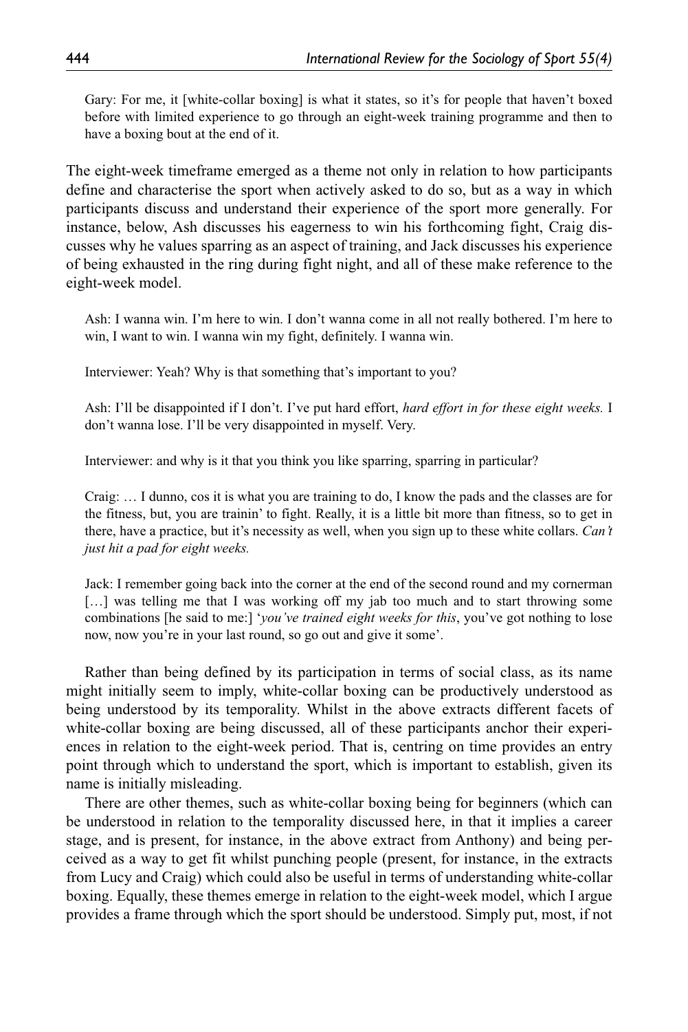Gary: For me, it [white-collar boxing] is what it states, so it's for people that haven't boxed before with limited experience to go through an eight-week training programme and then to have a boxing bout at the end of it.

The eight-week timeframe emerged as a theme not only in relation to how participants define and characterise the sport when actively asked to do so, but as a way in which participants discuss and understand their experience of the sport more generally. For instance, below, Ash discusses his eagerness to win his forthcoming fight, Craig discusses why he values sparring as an aspect of training, and Jack discusses his experience of being exhausted in the ring during fight night, and all of these make reference to the eight-week model.

Ash: I wanna win. I'm here to win. I don't wanna come in all not really bothered. I'm here to win, I want to win. I wanna win my fight, definitely. I wanna win.

Interviewer: Yeah? Why is that something that's important to you?

Ash: I'll be disappointed if I don't. I've put hard effort, *hard effort in for these eight weeks.* I don't wanna lose. I'll be very disappointed in myself. Very.

Interviewer: and why is it that you think you like sparring, sparring in particular?

Craig: … I dunno, cos it is what you are training to do, I know the pads and the classes are for the fitness, but, you are trainin' to fight. Really, it is a little bit more than fitness, so to get in there, have a practice, but it's necessity as well, when you sign up to these white collars. *Can't just hit a pad for eight weeks.*

Jack: I remember going back into the corner at the end of the second round and my cornerman […] was telling me that I was working off my jab too much and to start throwing some combinations [he said to me:] '*you've trained eight weeks for this*, you've got nothing to lose now, now you're in your last round, so go out and give it some'.

Rather than being defined by its participation in terms of social class, as its name might initially seem to imply, white-collar boxing can be productively understood as being understood by its temporality. Whilst in the above extracts different facets of white-collar boxing are being discussed, all of these participants anchor their experiences in relation to the eight-week period. That is, centring on time provides an entry point through which to understand the sport, which is important to establish, given its name is initially misleading.

There are other themes, such as white-collar boxing being for beginners (which can be understood in relation to the temporality discussed here, in that it implies a career stage, and is present, for instance, in the above extract from Anthony) and being perceived as a way to get fit whilst punching people (present, for instance, in the extracts from Lucy and Craig) which could also be useful in terms of understanding white-collar boxing. Equally, these themes emerge in relation to the eight-week model, which I argue provides a frame through which the sport should be understood. Simply put, most, if not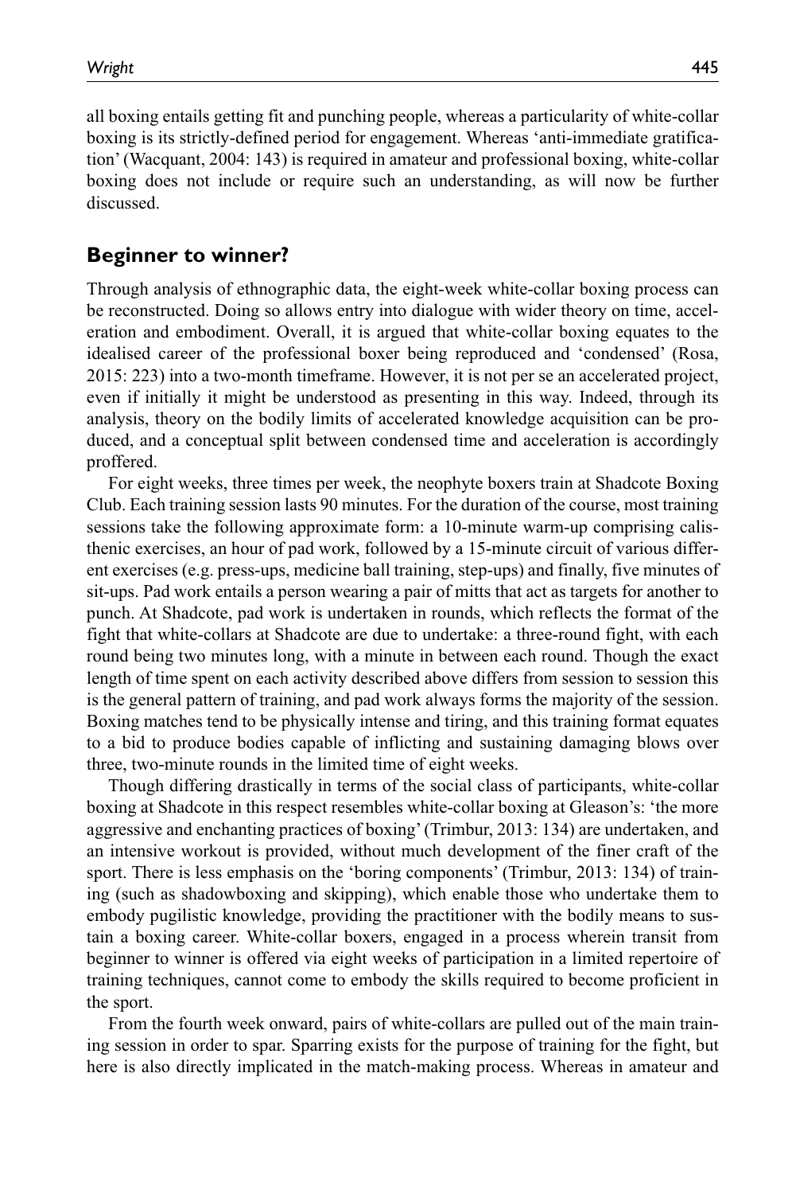all boxing entails getting fit and punching people, whereas a particularity of white-collar boxing is its strictly-defined period for engagement. Whereas 'anti-immediate gratification' (Wacquant, 2004: 143) is required in amateur and professional boxing, white-collar boxing does not include or require such an understanding, as will now be further discussed.

## Beginner to winner?

Through analysis of ethnographic data, the eight-week white-collar boxing process can be reconstructed. Doing so allows entry into dialogue with wider theory on time, acceleration and embodiment. Overall, it is argued that white-collar boxing equates to the idealised career of the professional boxer being reproduced and 'condensed' (Rosa, 2015: 223) into a two-month timeframe. However, it is not per se an accelerated project, even if initially it might be understood as presenting in this way. Indeed, through its analysis, theory on the bodily limits of accelerated knowledge acquisition can be produced, and a conceptual split between condensed time and acceleration is accordingly proffered.

For eight weeks, three times per week, the neophyte boxers train at Shadcote Boxing Club. Each training session lasts 90 minutes. For the duration of the course, most training sessions take the following approximate form: a 10-minute warm-up comprising calisthenic exercises, an hour of pad work, followed by a 15-minute circuit of various different exercises (e.g. press-ups, medicine ball training, step-ups) and finally, five minutes of sit-ups. Pad work entails a person wearing a pair of mitts that act as targets for another to punch. At Shadcote, pad work is undertaken in rounds, which reflects the format of the fight that white-collars at Shadcote are due to undertake: a three-round fight, with each round being two minutes long, with a minute in between each round. Though the exact length of time spent on each activity described above differs from session to session this is the general pattern of training, and pad work always forms the majority of the session. Boxing matches tend to be physically intense and tiring, and this training format equates to a bid to produce bodies capable of inflicting and sustaining damaging blows over three, two-minute rounds in the limited time of eight weeks.

Though differing drastically in terms of the social class of participants, white-collar boxing at Shadcote in this respect resembles white-collar boxing at Gleason's: 'the more aggressive and enchanting practices of boxing' (Trimbur, 2013: 134) are undertaken, and an intensive workout is provided, without much development of the finer craft of the sport. There is less emphasis on the 'boring components' (Trimbur, 2013: 134) of training (such as shadowboxing and skipping), which enable those who undertake them to embody pugilistic knowledge, providing the practitioner with the bodily means to sustain a boxing career. White-collar boxers, engaged in a process wherein transit from beginner to winner is offered via eight weeks of participation in a limited repertoire of training techniques, cannot come to embody the skills required to become proficient in the sport.

From the fourth week onward, pairs of white-collars are pulled out of the main training session in order to spar. Sparring exists for the purpose of training for the fight, but here is also directly implicated in the match-making process. Whereas in amateur and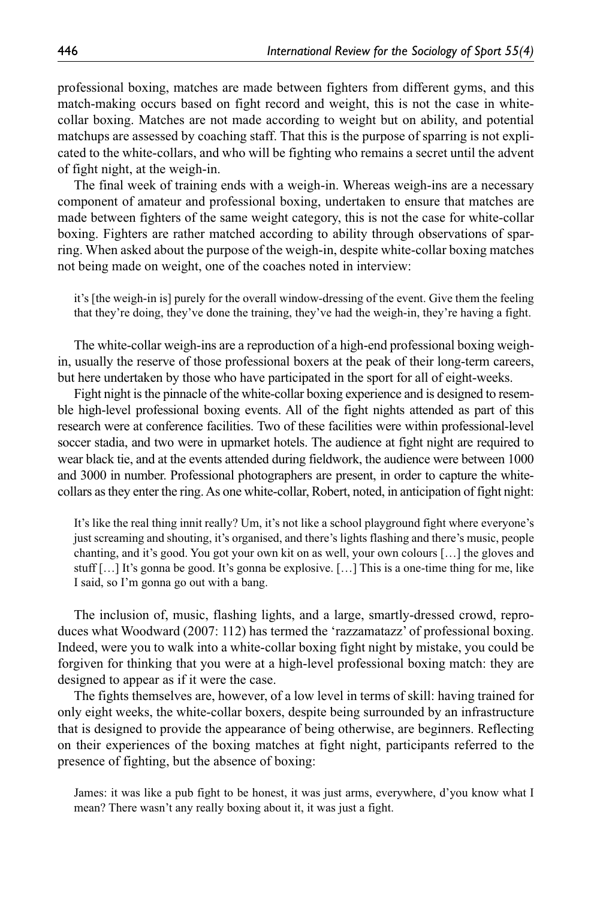professional boxing, matches are made between fighters from different gyms, and this match-making occurs based on fight record and weight, this is not the case in white-collar boxing. Matches are not made according to weight but on ability, and potential matchups are assessed by coaching staff. That this is the purpose of sparring is not explicated to the white-collars, and who will be fighting who remains a secret until the advent of fight night, at the weigh-in.

The final week of training ends with a weigh-in. Whereas weigh-ins are a necessary component of amateur and professional boxing, undertaken to ensure that matches are made between fighters of the same weight category, this is not the case for white-collar boxing. Fighters are rather matched according to ability through observations of sparring. When asked about the purpose of the weigh-in, despite white-collar boxing matches not being made on weight, one of the coaches noted in interview:

> it's [the weigh-in is] purely for the overall window-dressing of the event. Give them the feeling that they're doing, they've done the training, they've had the weigh-in, they're having a fight.

The white-collar weigh-ins are a reproduction of a high-end professional boxing weigh-in, usually the reserve of those professional boxers at the peak of their long-term careers, but here undertaken by those who have participated in the sport for all of eight-weeks.

Fight night is the pinnacle of the white-collar boxing experience and is designed to resemble high-level professional boxing events. All of the fight nights attended as part of this research were at conference facilities. Two of these facilities were within professional-level soccer stadia, and two were in upmarket hotels. The audience at fight night are required to wear black tie, and at the events attended during fieldwork, the audience were between 1000 and 3000 in number. Professional photographers are present, in order to capture the white-collars as they enter the ring. As one white-collar, Robert, noted, in anticipation of fight night:

> It's like the real thing innit really? Um, it's not like a school playground fight where everyone's just screaming and shouting, it's organised, and there's lights flashing and there's music, people chanting, and it's good. You got your own kit on as well, your own colours […] the gloves and stuff […] It's gonna be good. It's gonna be explosive. […] This is a one-time thing for me, like I said, so I'm gonna go out with a bang.

The inclusion of, music, flashing lights, and a large, smartly-dressed crowd, reproduces what Woodward (2007: 112) has termed the 'razzamatazz' of professional boxing. Indeed, were you to walk into a white-collar boxing fight night by mistake, you could be forgiven for thinking that you were at a high-level professional boxing match: they are designed to appear as if it were the case.

The fights themselves are, however, of a low level in terms of skill: having trained for only eight weeks, the white-collar boxers, despite being surrounded by an infrastructure that is designed to provide the appearance of being otherwise, are beginners. Reflecting on their experiences of the boxing matches at fight night, participants referred to the presence of fighting, but the absence of boxing:

> James: it was like a pub fight to be honest, it was just arms, everywhere, d'you know what I mean? There wasn't any really boxing about it, it was just a fight.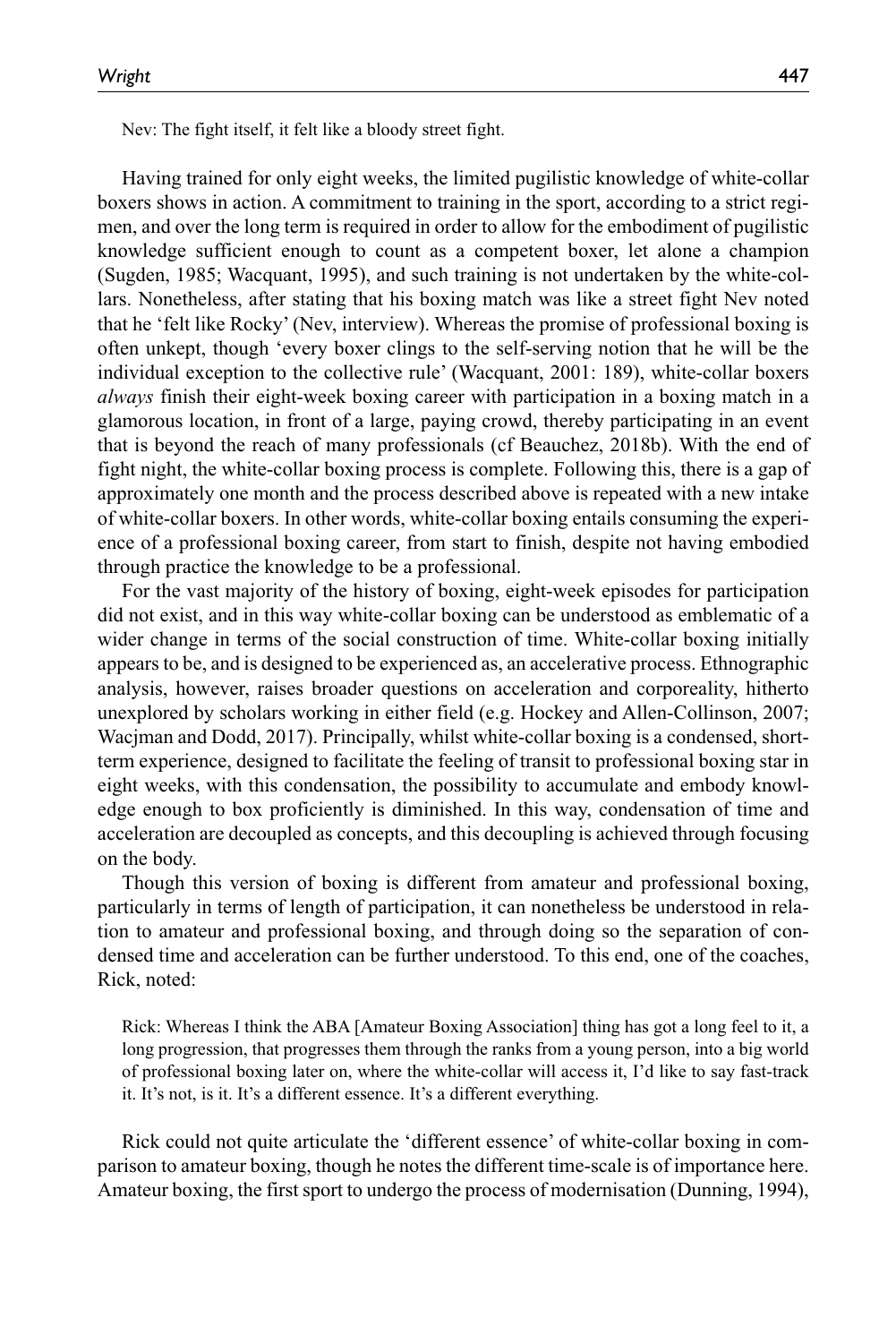Nev: The fight itself, it felt like a bloody street fight.

Having trained for only eight weeks, the limited pugilistic knowledge of white-collar boxers shows in action. A commitment to training in the sport, according to a strict regimen, and over the long term is required in order to allow for the embodiment of pugilistic knowledge sufficient enough to count as a competent boxer, let alone a champion (Sugden, 1985; Wacquant, 1995), and such training is not undertaken by the white-collars. Nonetheless, after stating that his boxing match was like a street fight Nev noted that he 'felt like Rocky' (Nev, interview). Whereas the promise of professional boxing is often unkept, though 'every boxer clings to the self-serving notion that he will be the individual exception to the collective rule' (Wacquant, 2001: 189), white-collar boxers *always* finish their eight-week boxing career with participation in a boxing match in a glamorous location, in front of a large, paying crowd, thereby participating in an event that is beyond the reach of many professionals (cf Beauchez, 2018b). With the end of fight night, the white-collar boxing process is complete. Following this, there is a gap of approximately one month and the process described above is repeated with a new intake of white-collar boxers. In other words, white-collar boxing entails consuming the experience of a professional boxing career, from start to finish, despite not having embodied through practice the knowledge to be a professional.

For the vast majority of the history of boxing, eight-week episodes for participation did not exist, and in this way white-collar boxing can be understood as emblematic of a wider change in terms of the social construction of time. White-collar boxing initially appears to be, and is designed to be experienced as, an accelerative process. Ethnographic analysis, however, raises broader questions on acceleration and corporeality, hitherto unexplored by scholars working in either field (e.g. Hockey and Allen-Collinson, 2007; Wacjman and Dodd, 2017). Principally, whilst white-collar boxing is a condensed, short-term experience, designed to facilitate the feeling of transit to professional boxing star in eight weeks, with this condensation, the possibility to accumulate and embody knowledge enough to box proficiently is diminished. In this way, condensation of time and acceleration are decoupled as concepts, and this decoupling is achieved through focusing on the body.

Though this version of boxing is different from amateur and professional boxing, particularly in terms of length of participation, it can nonetheless be understood in relation to amateur and professional boxing, and through doing so the separation of condensed time and acceleration can be further understood. To this end, one of the coaches, Rick, noted:

Rick: Whereas I think the ABA [Amateur Boxing Association] thing has got a long feel to it, a long progression, that progresses them through the ranks from a young person, into a big world of professional boxing later on, where the white-collar will access it, I'd like to say fast-track it. It's not, is it. It's a different essence. It's a different everything.

Rick could not quite articulate the 'different essence' of white-collar boxing in comparison to amateur boxing, though he notes the different time-scale is of importance here. Amateur boxing, the first sport to undergo the process of modernisation (Dunning, 1994),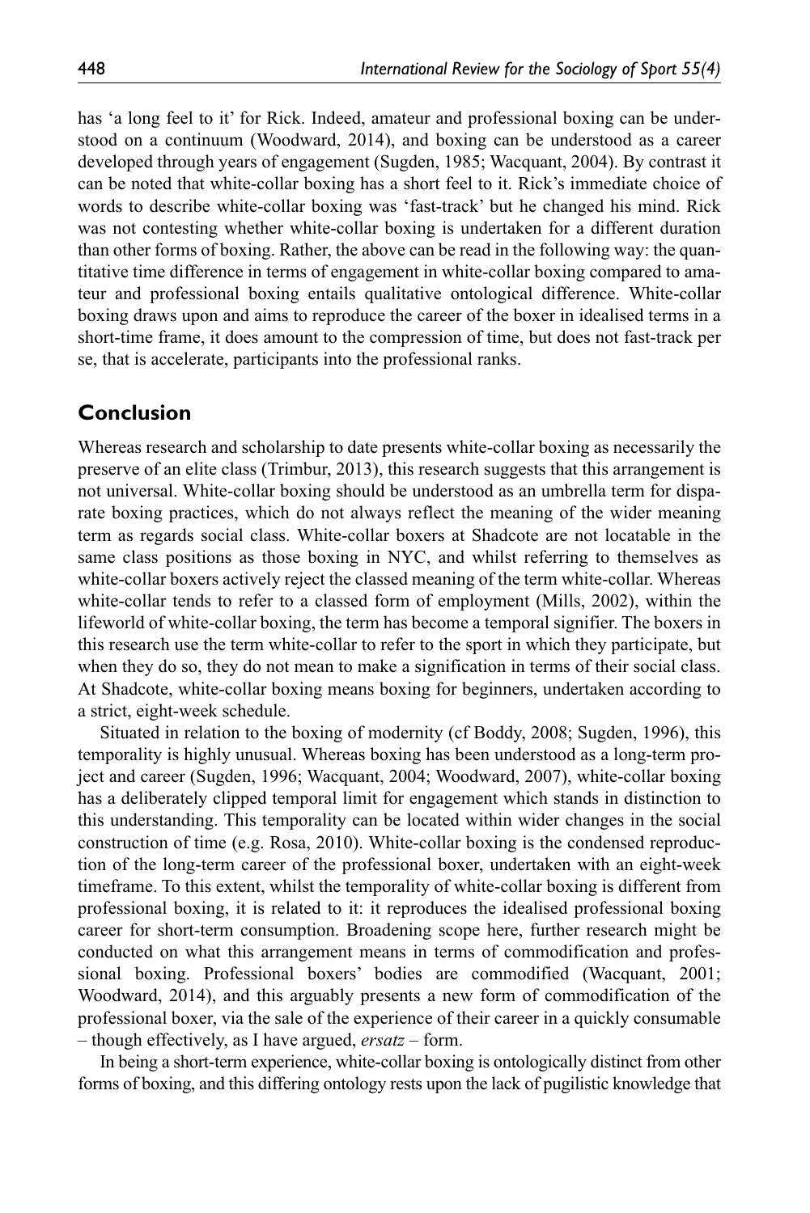has 'a long feel to it' for Rick. Indeed, amateur and professional boxing can be understood on a continuum (Woodward, 2014), and boxing can be understood as a career developed through years of engagement (Sugden, 1985; Wacquant, 2004). By contrast it can be noted that white-collar boxing has a short feel to it. Rick's immediate choice of words to describe white-collar boxing was 'fast-track' but he changed his mind. Rick was not contesting whether white-collar boxing is undertaken for a different duration than other forms of boxing. Rather, the above can be read in the following way: the quantitative time difference in terms of engagement in white-collar boxing compared to amateur and professional boxing entails qualitative ontological difference. White-collar boxing draws upon and aims to reproduce the career of the boxer in idealised terms in a short-time frame, it does amount to the compression of time, but does not fast-track per se, that is accelerate, participants into the professional ranks.

## Conclusion

Whereas research and scholarship to date presents white-collar boxing as necessarily the preserve of an elite class (Trimbur, 2013), this research suggests that this arrangement is not universal. White-collar boxing should be understood as an umbrella term for disparate boxing practices, which do not always reflect the meaning of the wider meaning term as regards social class. White-collar boxers at Shadcote are not locatable in the same class positions as those boxing in NYC, and whilst referring to themselves as white-collar boxers actively reject the classed meaning of the term white-collar. Whereas white-collar tends to refer to a classed form of employment (Mills, 2002), within the lifeworld of white-collar boxing, the term has become a temporal signifier. The boxers in this research use the term white-collar to refer to the sport in which they participate, but when they do so, they do not mean to make a signification in terms of their social class. At Shadcote, white-collar boxing means boxing for beginners, undertaken according to a strict, eight-week schedule.

Situated in relation to the boxing of modernity (cf Boddy, 2008; Sugden, 1996), this temporality is highly unusual. Whereas boxing has been understood as a long-term project and career (Sugden, 1996; Wacquant, 2004; Woodward, 2007), white-collar boxing has a deliberately clipped temporal limit for engagement which stands in distinction to this understanding. This temporality can be located within wider changes in the social construction of time (e.g. Rosa, 2010). White-collar boxing is the condensed reproduction of the long-term career of the professional boxer, undertaken with an eight-week timeframe. To this extent, whilst the temporality of white-collar boxing is different from professional boxing, it is related to it: it reproduces the idealised professional boxing career for short-term consumption. Broadening scope here, further research might be conducted on what this arrangement means in terms of commodification and professional boxing. Professional boxers' bodies are commodified (Wacquant, 2001; Woodward, 2014), and this arguably presents a new form of commodification of the professional boxer, via the sale of the experience of their career in a quickly consumable – though effectively, as I have argued, *ersatz* – form.

In being a short-term experience, white-collar boxing is ontologically distinct from other forms of boxing, and this differing ontology rests upon the lack of pugilistic knowledge that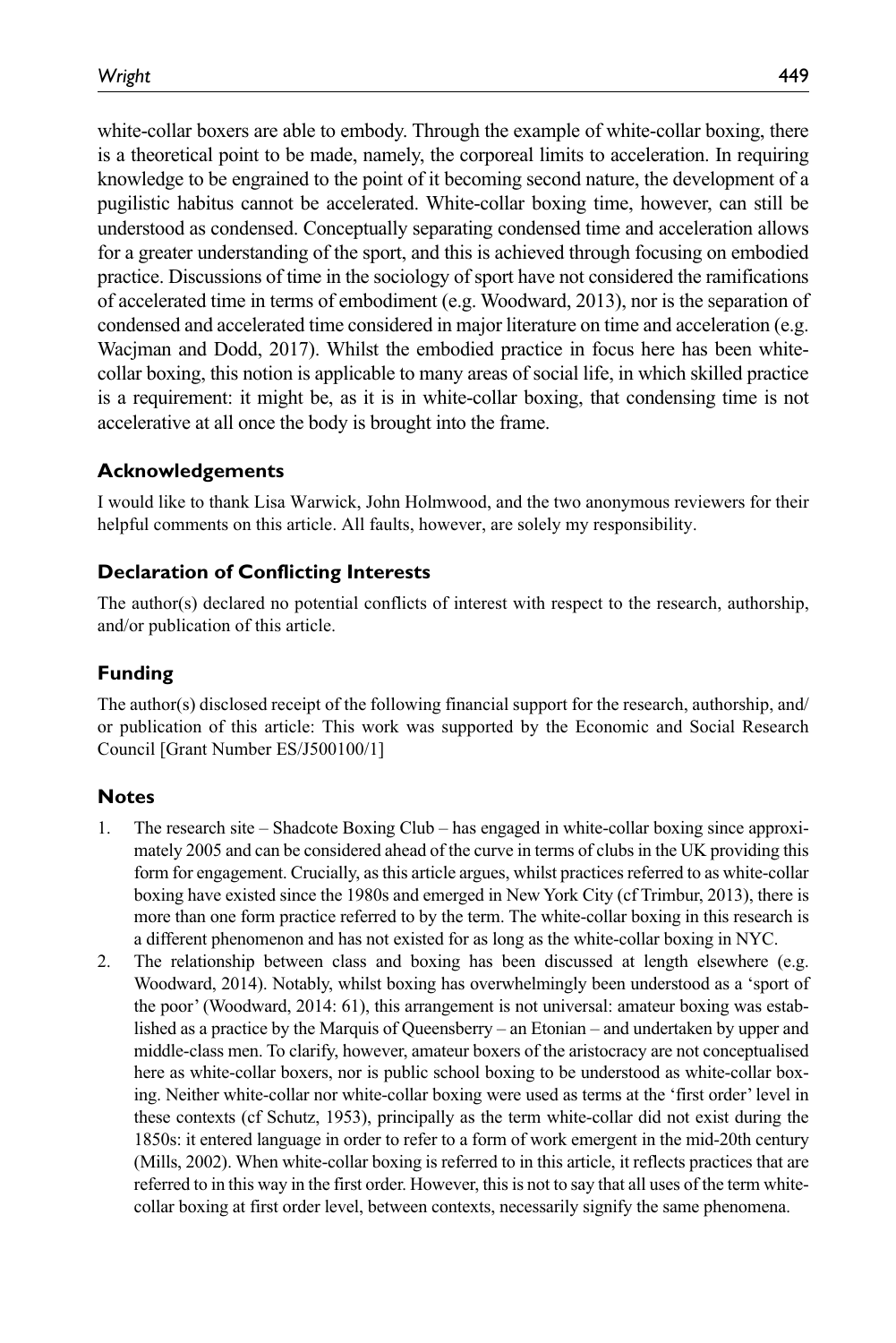white-collar boxers are able to embody. Through the example of white-collar boxing, there is a theoretical point to be made, namely, the corporeal limits to acceleration. In requiring knowledge to be engrained to the point of it becoming second nature, the development of a pugilistic habitus cannot be accelerated. White-collar boxing time, however, can still be understood as condensed. Conceptually separating condensed time and acceleration allows for a greater understanding of the sport, and this is achieved through focusing on embodied practice. Discussions of time in the sociology of sport have not considered the ramifications of accelerated time in terms of embodiment (e.g. Woodward, 2013), nor is the separation of condensed and accelerated time considered in major literature on time and acceleration (e.g. Wacjman and Dodd, 2017). Whilst the embodied practice in focus here has been white-collar boxing, this notion is applicable to many areas of social life, in which skilled practice is a requirement: it might be, as it is in white-collar boxing, that condensing time is not accelerative at all once the body is brought into the frame.

## Acknowledgements

I would like to thank Lisa Warwick, John Holmwood, and the two anonymous reviewers for their helpful comments on this article. All faults, however, are solely my responsibility.

## Declaration of Conflicting Interests

The author(s) declared no potential conflicts of interest with respect to the research, authorship, and/or publication of this article.

## Funding

The author(s) disclosed receipt of the following financial support for the research, authorship, and/or publication of this article: This work was supported by the Economic and Social Research Council [Grant Number ES/J500100/1]

## Notes

1. The research site – Shadcote Boxing Club – has engaged in white-collar boxing since approximately 2005 and can be considered ahead of the curve in terms of clubs in the UK providing this form for engagement. Crucially, as this article argues, whilst practices referred to as white-collar boxing have existed since the 1980s and emerged in New York City (cf Trimbur, 2013), there is more than one form practice referred to by the term. The white-collar boxing in this research is a different phenomenon and has not existed for as long as the white-collar boxing in NYC.
2. The relationship between class and boxing has been discussed at length elsewhere (e.g. Woodward, 2014). Notably, whilst boxing has overwhelmingly been understood as a 'sport of the poor' (Woodward, 2014: 61), this arrangement is not universal: amateur boxing was established as a practice by the Marquis of Queensberry – an Etonian – and undertaken by upper and middle-class men. To clarify, however, amateur boxers of the aristocracy are not conceptualised here as white-collar boxers, nor is public school boxing to be understood as white-collar boxing. Neither white-collar nor white-collar boxing were used as terms at the 'first order' level in these contexts (cf Schutz, 1953), principally as the term white-collar did not exist during the 1850s: it entered language in order to refer to a form of work emergent in the mid-20th century (Mills, 2002). When white-collar boxing is referred to in this article, it reflects practices that are referred to in this way in the first order. However, this is not to say that all uses of the term white-collar boxing at first order level, between contexts, necessarily signify the same phenomena.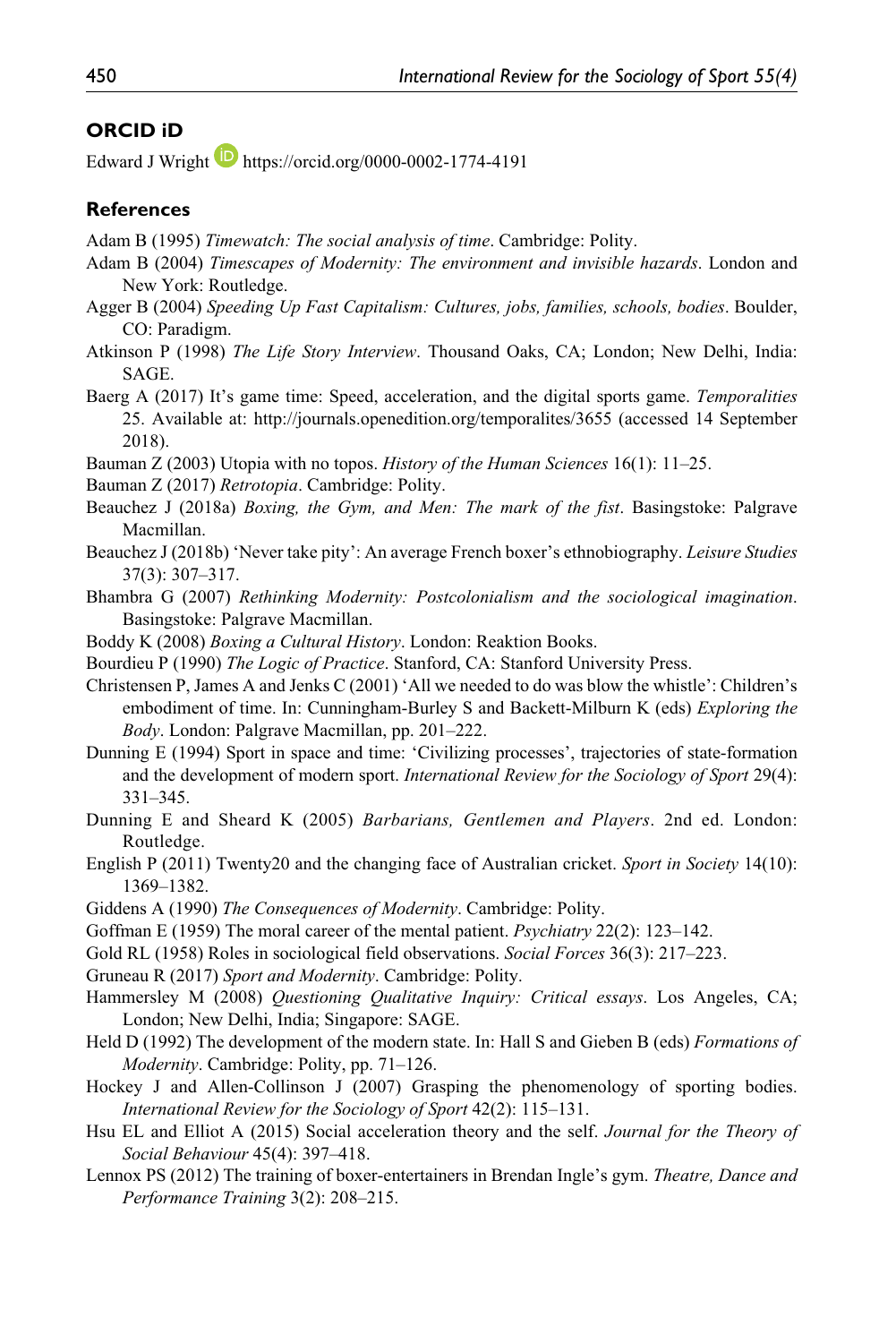## ORCID iD

Edward J Wright https://orcid.org/0000-0002-1774-4191

## References

Adam B (1995) *Timewatch: The social analysis of time*. Cambridge: Polity.

Adam B (2004) *Timescapes of Modernity: The environment and invisible hazards*. London and New York: Routledge.

Agger B (2004) *Speeding Up Fast Capitalism: Cultures, jobs, families, schools, bodies*. Boulder, CO: Paradigm.

Atkinson P (1998) *The Life Story Interview*. Thousand Oaks, CA; London; New Delhi, India: SAGE.

Baerg A (2017) It's game time: Speed, acceleration, and the digital sports game. *Temporalities* 25. Available at: http://journals.openedition.org/temporalites/3655 (accessed 14 September 2018).

Bauman Z (2003) Utopia with no topos. *History of the Human Sciences* 16(1): 11–25.

Bauman Z (2017) *Retrotopia*. Cambridge: Polity.

Beauchez J (2018a) *Boxing, the Gym, and Men: The mark of the fist*. Basingstoke: Palgrave Macmillan.

Beauchez J (2018b) 'Never take pity': An average French boxer's ethnobiography. *Leisure Studies* 37(3): 307–317.

Bhambra G (2007) *Rethinking Modernity: Postcolonialism and the sociological imagination*. Basingstoke: Palgrave Macmillan.

Boddy K (2008) *Boxing a Cultural History*. London: Reaktion Books.

Bourdieu P (1990) *The Logic of Practice*. Stanford, CA: Stanford University Press.

Christensen P, James A and Jenks C (2001) 'All we needed to do was blow the whistle': Children's embodiment of time. In: Cunningham-Burley S and Backett-Milburn K (eds) *Exploring the Body*. London: Palgrave Macmillan, pp. 201–222.

Dunning E (1994) Sport in space and time: 'Civilizing processes', trajectories of state-formation and the development of modern sport. *International Review for the Sociology of Sport* 29(4): 331–345.

Dunning E and Sheard K (2005) *Barbarians, Gentlemen and Players*. 2nd ed. London: Routledge.

English P (2011) Twenty20 and the changing face of Australian cricket. *Sport in Society* 14(10): 1369–1382.

Giddens A (1990) *The Consequences of Modernity*. Cambridge: Polity.

Goffman E (1959) The moral career of the mental patient. *Psychiatry* 22(2): 123–142.

Gold RL (1958) Roles in sociological field observations. *Social Forces* 36(3): 217–223.

Gruneau R (2017) *Sport and Modernity*. Cambridge: Polity.

Hammersley M (2008) *Questioning Qualitative Inquiry: Critical essays*. Los Angeles, CA; London; New Delhi, India; Singapore: SAGE.

Held D (1992) The development of the modern state. In: Hall S and Gieben B (eds) *Formations of Modernity*. Cambridge: Polity, pp. 71–126.

Hockey J and Allen-Collinson J (2007) Grasping the phenomenology of sporting bodies. *International Review for the Sociology of Sport* 42(2): 115–131.

Hsu EL and Elliot A (2015) Social acceleration theory and the self. *Journal for the Theory of Social Behaviour* 45(4): 397–418.

Lennox PS (2012) The training of boxer-entertainers in Brendan Ingle's gym. *Theatre, Dance and Performance Training* 3(2): 208–215.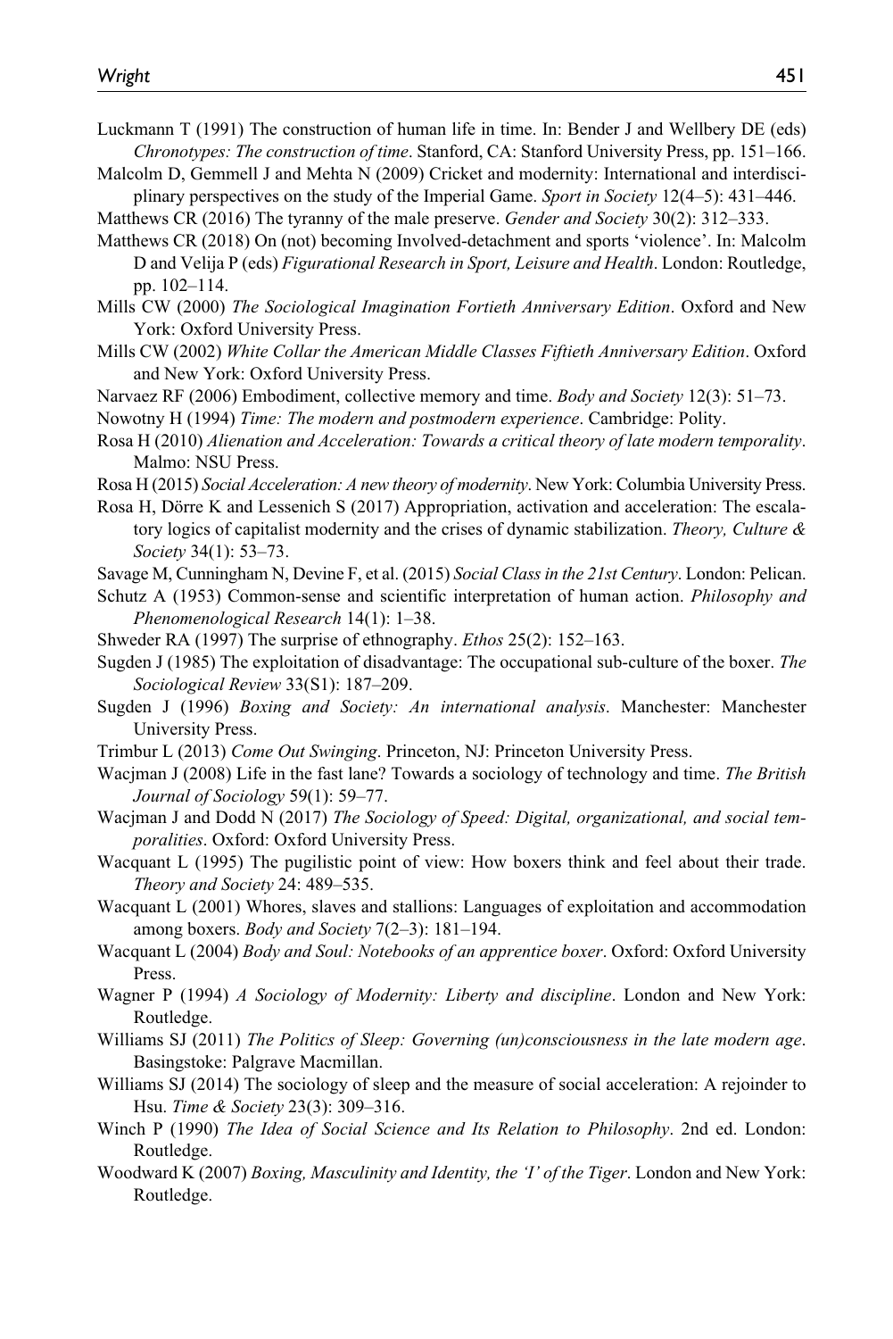Luckmann T (1991) The construction of human life in time. In: Bender J and Wellbery DE (eds) *Chronotypes: The construction of time*. Stanford, CA: Stanford University Press, pp. 151–166.

Malcolm D, Gemmell J and Mehta N (2009) Cricket and modernity: International and interdisciplinary perspectives on the study of the Imperial Game. *Sport in Society* 12(4–5): 431–446.

Matthews CR (2016) The tyranny of the male preserve. *Gender and Society* 30(2): 312–333.

Matthews CR (2018) On (not) becoming Involved-detachment and sports 'violence'. In: Malcolm D and Velija P (eds) *Figurational Research in Sport, Leisure and Health*. London: Routledge, pp. 102–114.

Mills CW (2000) *The Sociological Imagination Fortieth Anniversary Edition*. Oxford and New York: Oxford University Press.

Mills CW (2002) *White Collar the American Middle Classes Fiftieth Anniversary Edition*. Oxford and New York: Oxford University Press.

Narvaez RF (2006) Embodiment, collective memory and time. *Body and Society* 12(3): 51–73.

Nowotny H (1994) *Time: The modern and postmodern experience*. Cambridge: Polity.

Rosa H (2010) *Alienation and Acceleration: Towards a critical theory of late modern temporality*. Malmo: NSU Press.

Rosa H (2015) *Social Acceleration: A new theory of modernity*. New York: Columbia University Press.

Rosa H, Dörre K and Lessenich S (2017) Appropriation, activation and acceleration: The escalatory logics of capitalist modernity and the crises of dynamic stabilization. *Theory, Culture & Society* 34(1): 53–73.

Savage M, Cunningham N, Devine F, et al. (2015) *Social Class in the 21st Century*. London: Pelican.

Schutz A (1953) Common-sense and scientific interpretation of human action. *Philosophy and Phenomenological Research* 14(1): 1–38.

Shweder RA (1997) The surprise of ethnography. *Ethos* 25(2): 152–163.

Sugden J (1985) The exploitation of disadvantage: The occupational sub-culture of the boxer. *The Sociological Review* 33(S1): 187–209.

Sugden J (1996) *Boxing and Society: An international analysis*. Manchester: Manchester University Press.

Trimbur L (2013) *Come Out Swinging*. Princeton, NJ: Princeton University Press.

Wacjman J (2008) Life in the fast lane? Towards a sociology of technology and time. *The British Journal of Sociology* 59(1): 59–77.

Wacjman J and Dodd N (2017) *The Sociology of Speed: Digital, organizational, and social temporalities*. Oxford: Oxford University Press.

Wacquant L (1995) The pugilistic point of view: How boxers think and feel about their trade. *Theory and Society* 24: 489–535.

Wacquant L (2001) Whores, slaves and stallions: Languages of exploitation and accommodation among boxers. *Body and Society* 7(2–3): 181–194.

Wacquant L (2004) *Body and Soul: Notebooks of an apprentice boxer*. Oxford: Oxford University Press.

Wagner P (1994) *A Sociology of Modernity: Liberty and discipline*. London and New York: Routledge.

Williams SJ (2011) *The Politics of Sleep: Governing (un)consciousness in the late modern age*. Basingstoke: Palgrave Macmillan.

Williams SJ (2014) The sociology of sleep and the measure of social acceleration: A rejoinder to Hsu. *Time & Society* 23(3): 309–316.

Winch P (1990) *The Idea of Social Science and Its Relation to Philosophy*. 2nd ed. London: Routledge.

Woodward K (2007) *Boxing, Masculinity and Identity, the 'I' of the Tiger*. London and New York: Routledge.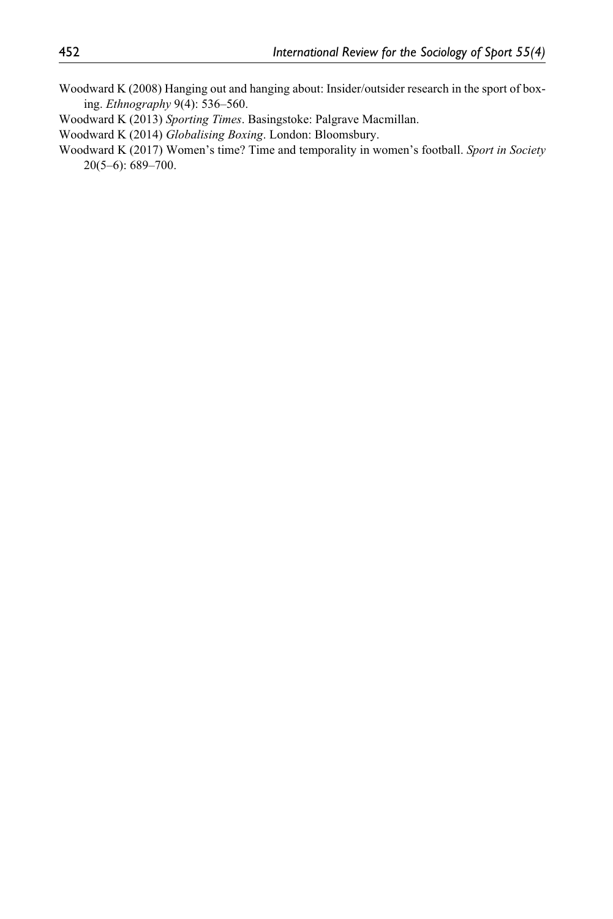Woodward K (2008) Hanging out and hanging about: Insider/outsider research in the sport of boxing. *Ethnography* 9(4): 536–560.

Woodward K (2013) *Sporting Times*. Basingstoke: Palgrave Macmillan.

Woodward K (2014) *Globalising Boxing*. London: Bloomsbury.

Woodward K (2017) Women's time? Time and temporality in women's football. *Sport in Society* 20(5–6): 689–700.